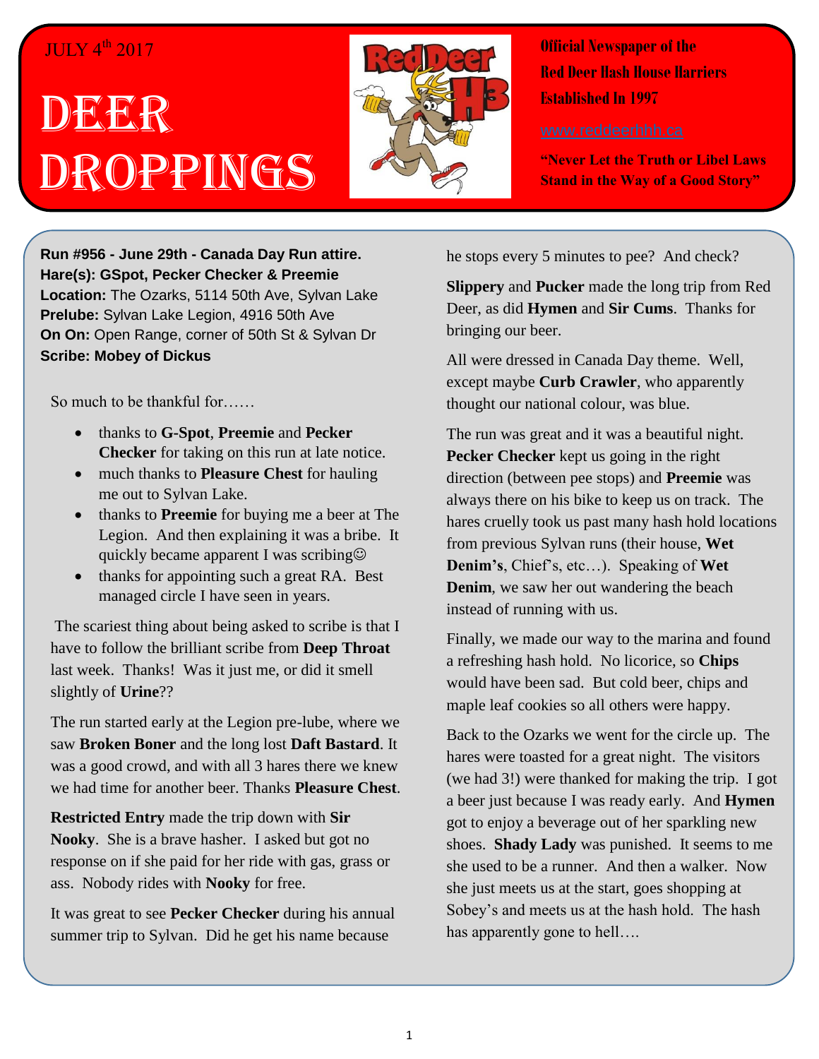JULY 4th 2017

# Deer Droppings

**Official Newspaper of the Red Deer Hash House Harriers Established In 1997**

www.reddeerhhh.ca

**"Never Let the Truth or Libel Laws Stand in the Way of a Good Story"**

**Run #956 - June 29th - Canada Day Run attire.**
**Hare(s): GSpot, Pecker Checker & Preemie**
**Location:** The Ozarks, 5114 50th Ave, Sylvan Lake
**Prelube:** Sylvan Lake Legion, 4916 50th Ave
**On On:** Open Range, corner of 50th St & Sylvan Dr
**Scribe: Mobey of Dickus**

So much to be thankful for……

- thanks to **G-Spot**, **Preemie** and **Pecker Checker** for taking on this run at late notice.
- much thanks to **Pleasure Chest** for hauling me out to Sylvan Lake.
- thanks to **Preemie** for buying me a beer at The Legion. And then explaining it was a bribe. It quickly became apparent I was scribing☺
- thanks for appointing such a great RA. Best managed circle I have seen in years.

The scariest thing about being asked to scribe is that I have to follow the brilliant scribe from **Deep Throat** last week. Thanks! Was it just me, or did it smell slightly of **Urine**??

The run started early at the Legion pre-lube, where we saw **Broken Boner** and the long lost **Daft Bastard**. It was a good crowd, and with all 3 hares there we knew we had time for another beer. Thanks **Pleasure Chest**.

**Restricted Entry** made the trip down with **Sir Nooky**. She is a brave hasher. I asked but got no response on if she paid for her ride with gas, grass or ass. Nobody rides with **Nooky** for free.

It was great to see **Pecker Checker** during his annual summer trip to Sylvan. Did he get his name because he stops every 5 minutes to pee? And check?

**Slippery** and **Pucker** made the long trip from Red Deer, as did **Hymen** and **Sir Cums**. Thanks for bringing our beer.

All were dressed in Canada Day theme. Well, except maybe **Curb Crawler**, who apparently thought our national colour, was blue.

The run was great and it was a beautiful night. **Pecker Checker** kept us going in the right direction (between pee stops) and **Preemie** was always there on his bike to keep us on track. The hares cruelly took us past many hash hold locations from previous Sylvan runs (their house, **Wet Denim's**, Chief's, etc…). Speaking of **Wet Denim**, we saw her out wandering the beach instead of running with us.

Finally, we made our way to the marina and found a refreshing hash hold. No licorice, so **Chips** would have been sad. But cold beer, chips and maple leaf cookies so all others were happy.

Back to the Ozarks we went for the circle up. The hares were toasted for a great night. The visitors (we had 3!) were thanked for making the trip. I got a beer just because I was ready early. And **Hymen** got to enjoy a beverage out of her sparkling new shoes. **Shady Lady** was punished. It seems to me she used to be a runner. And then a walker. Now she just meets us at the start, goes shopping at Sobey's and meets us at the hash hold. The hash has apparently gone to hell….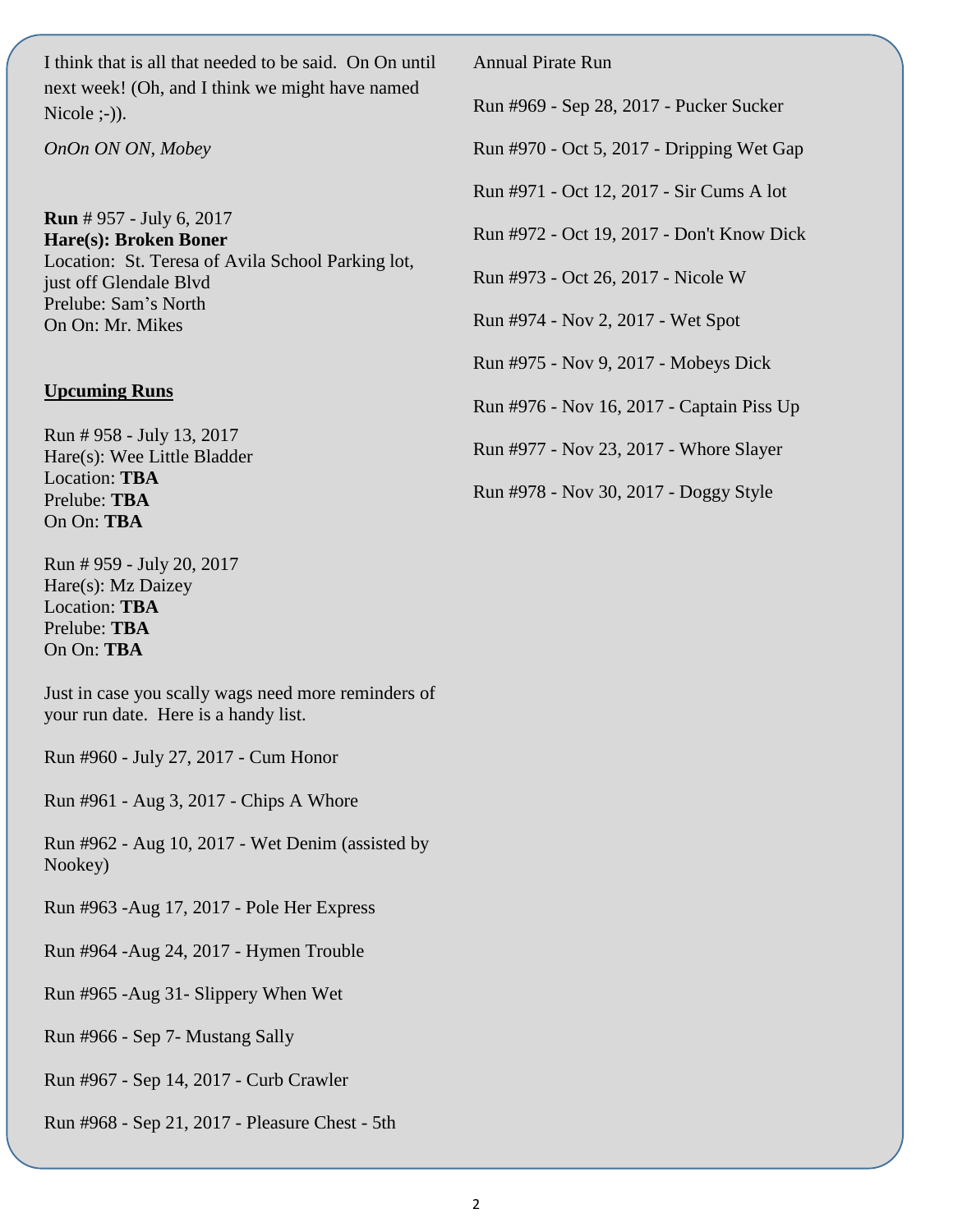I think that is all that needed to be said. On On until next week! (Oh, and I think we might have named Nicole ;-)).

*OnOn ON ON, Mobey*

**Run** # 957 - July 6, 2017
**Hare(s): Broken Boner**
Location: St. Teresa of Avila School Parking lot, just off Glendale Blvd
Prelube: Sam's North
On On: Mr. Mikes

**Upcuming Runs**

Run # 958 - July 13, 2017
Hare(s): Wee Little Bladder
Location: **TBA**
Prelube: **TBA**
On On: **TBA**

Run # 959 - July 20, 2017
Hare(s): Mz Daizey
Location: **TBA**
Prelube: **TBA**
On On: **TBA**

Just in case you scally wags need more reminders of your run date. Here is a handy list.

Run #960 - July 27, 2017 - Cum Honor

Run #961 - Aug 3, 2017 - Chips A Whore

Run #962 - Aug 10, 2017 - Wet Denim (assisted by Nookey)

Run #963 -Aug 17, 2017 - Pole Her Express

Run #964 -Aug 24, 2017 - Hymen Trouble

Run #965 -Aug 31- Slippery When Wet

Run #966 - Sep 7- Mustang Sally

Run #967 - Sep 14, 2017 - Curb Crawler

Run #968 - Sep 21, 2017 - Pleasure Chest - 5th Annual Pirate Run

Run #969 - Sep 28, 2017 - Pucker Sucker

Run #970 - Oct 5, 2017 - Dripping Wet Gap

Run #971 - Oct 12, 2017 - Sir Cums A lot

Run #972 - Oct 19, 2017 - Don't Know Dick

Run #973 - Oct 26, 2017 - Nicole W

Run #974 - Nov 2, 2017 - Wet Spot

Run #975 - Nov 9, 2017 - Mobeys Dick

Run #976 - Nov 16, 2017 - Captain Piss Up

Run #977 - Nov 23, 2017 - Whore Slayer

Run #978 - Nov 30, 2017 - Doggy Style